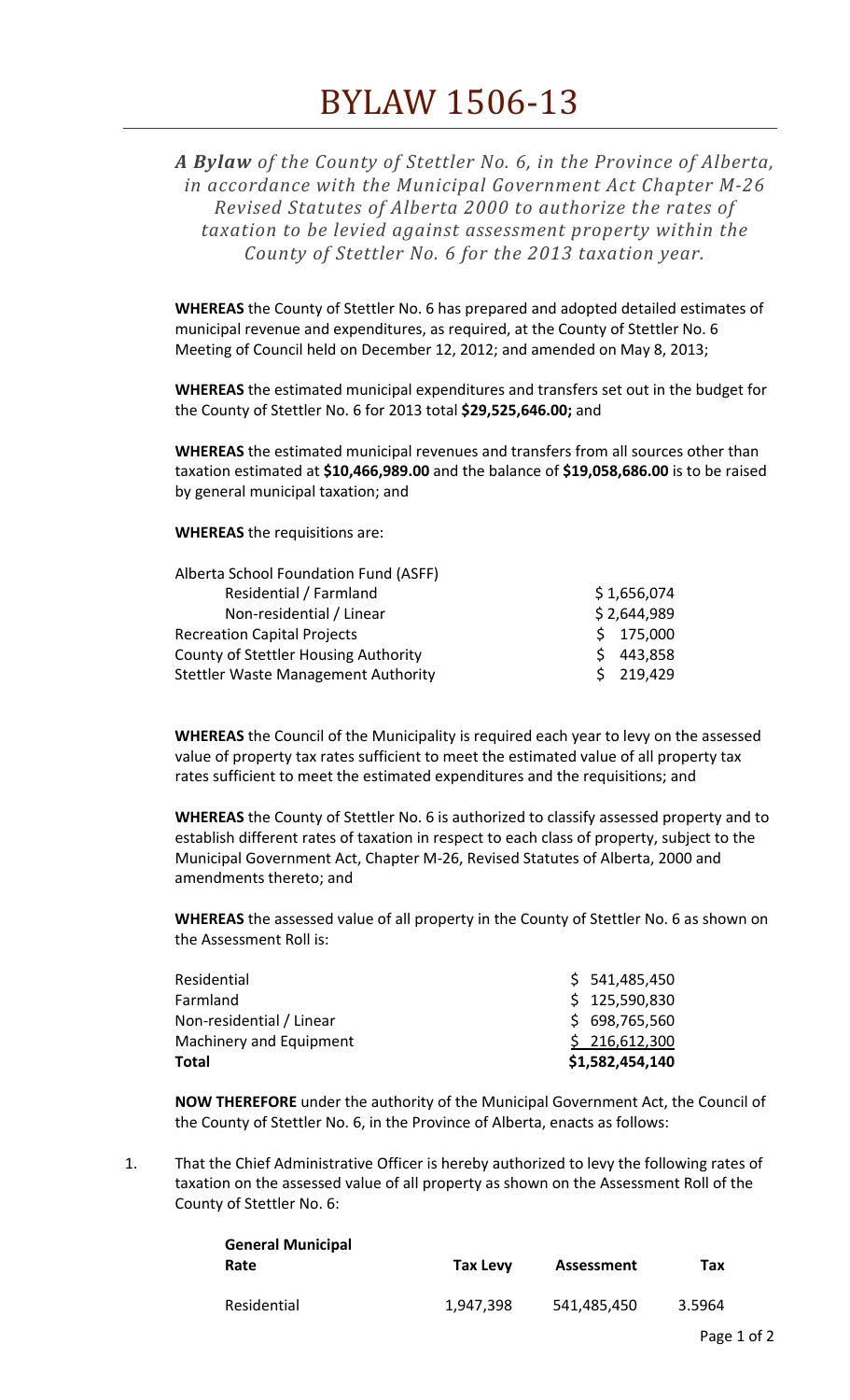# BYLAW 1506-13

***A Bylaw** of the County of Stettler No. 6, in the Province of Alberta, in accordance with the Municipal Government Act Chapter M-26 Revised Statutes of Alberta 2000 to authorize the rates of taxation to be levied against assessment property within the County of Stettler No. 6 for the 2013 taxation year.*

**WHEREAS** the County of Stettler No. 6 has prepared and adopted detailed estimates of municipal revenue and expenditures, as required, at the County of Stettler No. 6 Meeting of Council held on December 12, 2012; and amended on May 8, 2013;

**WHEREAS** the estimated municipal expenditures and transfers set out in the budget for the County of Stettler No. 6 for 2013 total **$29,525,646.00;** and

**WHEREAS** the estimated municipal revenues and transfers from all sources other than taxation estimated at **$10,466,989.00** and the balance of **$19,058,686.00** is to be raised by general municipal taxation; and

**WHEREAS** the requisitions are:

| | |
|---|---|
| Alberta School Foundation Fund (ASFF) | |
| Residential / Farmland | $ 1,656,074 |
| Non-residential / Linear | $ 2,644,989 |
| Recreation Capital Projects | $ 175,000 |
| County of Stettler Housing Authority | $ 443,858 |
| Stettler Waste Management Authority | $ 219,429 |

**WHEREAS** the Council of the Municipality is required each year to levy on the assessed value of property tax rates sufficient to meet the estimated value of all property tax rates sufficient to meet the estimated expenditures and the requisitions; and

**WHEREAS** the County of Stettler No. 6 is authorized to classify assessed property and to establish different rates of taxation in respect to each class of property, subject to the Municipal Government Act, Chapter M-26, Revised Statutes of Alberta, 2000 and amendments thereto; and

**WHEREAS** the assessed value of all property in the County of Stettler No. 6 as shown on the Assessment Roll is:

| | |
|---|---|
| Residential | $ 541,485,450 |
| Farmland | $ 125,590,830 |
| Non-residential / Linear | $ 698,765,560 |
| Machinery and Equipment | $ 216,612,300 |
| **Total** | **$1,582,454,140** |

**NOW THEREFORE** under the authority of the Municipal Government Act, the Council of the County of Stettler No. 6, in the Province of Alberta, enacts as follows:

1. That the Chief Administrative Officer is hereby authorized to levy the following rates of taxation on the assessed value of all property as shown on the Assessment Roll of the County of Stettler No. 6:

| **General Municipal Rate** | **Tax Levy** | **Assessment** | **Tax** |
|---|---|---|---|
| Residential | 1,947,398 | 541,485,450 | 3.5964 |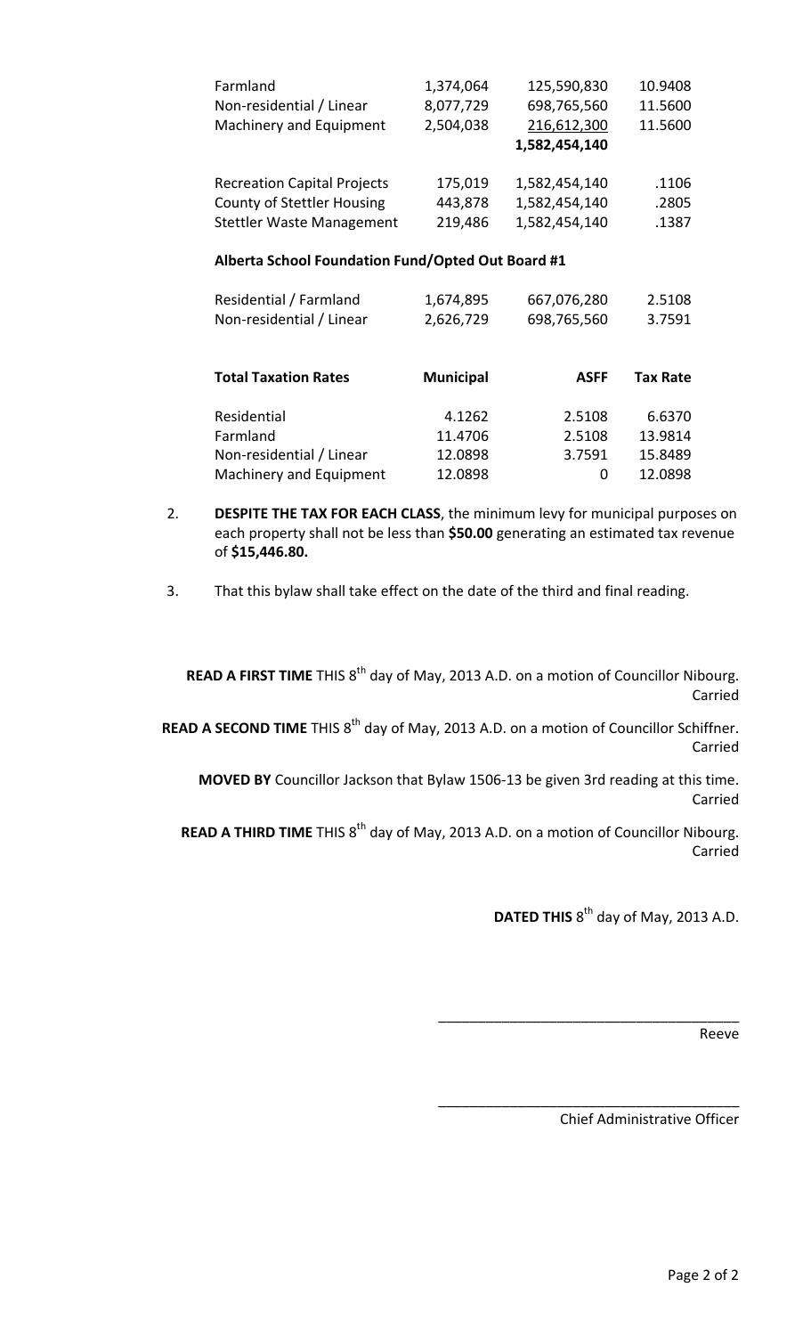| | | | |
|---|---|---|---|
| Farmland | 1,374,064 | 125,590,830 | 10.9408 |
| Non-residential / Linear | 8,077,729 | 698,765,560 | 11.5600 |
| Machinery and Equipment | 2,504,038 | 216,612,300 | 11.5600 |
| | | **1,582,454,140** | |
| | | | |
| Recreation Capital Projects | 175,019 | 1,582,454,140 | .1106 |
| County of Stettler Housing | 443,878 | 1,582,454,140 | .2805 |
| Stettler Waste Management | 219,486 | 1,582,454,140 | .1387 |

**Alberta School Foundation Fund/Opted Out Board #1**

| | | | |
|---|---|---|---|
| Residential / Farmland | 1,674,895 | 667,076,280 | 2.5108 |
| Non-residential / Linear | 2,626,729 | 698,765,560 | 3.7591 |

| **Total Taxation Rates** | **Municipal** | **ASFF** | **Tax Rate** |
|---|---|---|---|
| Residential | 4.1262 | 2.5108 | 6.6370 |
| Farmland | 11.4706 | 2.5108 | 13.9814 |
| Non-residential / Linear | 12.0898 | 3.7591 | 15.8489 |
| Machinery and Equipment | 12.0898 | 0 | 12.0898 |

2. **DESPITE THE TAX FOR EACH CLASS**, the minimum levy for municipal purposes on each property shall not be less than **$50.00** generating an estimated tax revenue of **$15,446.80.**

3. That this bylaw shall take effect on the date of the third and final reading.

**READ A FIRST TIME** THIS 8th day of May, 2013 A.D. on a motion of Councillor Nibourg. Carried

**READ A SECOND TIME** THIS 8th day of May, 2013 A.D. on a motion of Councillor Schiffner. Carried

**MOVED BY** Councillor Jackson that Bylaw 1506-13 be given 3rd reading at this time. Carried

**READ A THIRD TIME** THIS 8th day of May, 2013 A.D. on a motion of Councillor Nibourg. Carried

**DATED THIS** 8th day of May, 2013 A.D.

\_\_\_\_\_\_\_\_\_\_\_\_\_\_\_\_\_\_\_\_\_\_\_\_\_\_\_\_\_\_\_\_\_\_\_\_\_\_

Reeve

\_\_\_\_\_\_\_\_\_\_\_\_\_\_\_\_\_\_\_\_\_\_\_\_\_\_\_\_\_\_\_\_\_\_\_\_\_\_

Chief Administrative Officer